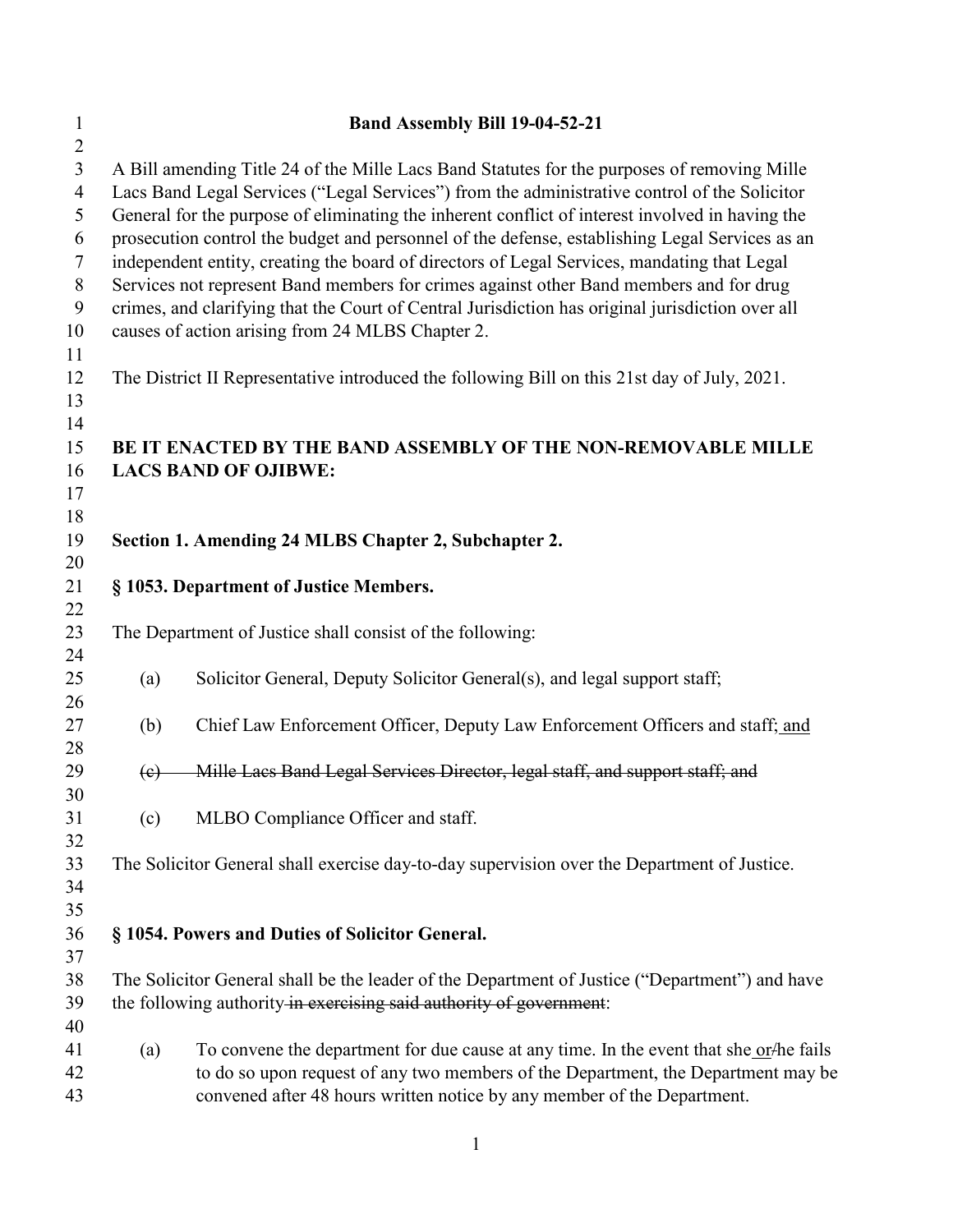**Band Assembly Bill 19-04-52-21**

A Bill amending Title 24 of the Mille Lacs Band Statutes for the purposes of removing Mille Lacs Band Legal Services ("Legal Services") from the administrative control of the Solicitor General for the purpose of eliminating the inherent conflict of interest involved in having the prosecution control the budget and personnel of the defense, establishing Legal Services as an independent entity, creating the board of directors of Legal Services, mandating that Legal Services not represent Band members for crimes against other Band members and for drug crimes, and clarifying that the Court of Central Jurisdiction has original jurisdiction over all causes of action arising from 24 MLBS Chapter 2.

The District II Representative introduced the following Bill on this 21st day of July, 2021.

**BE IT ENACTED BY THE BAND ASSEMBLY OF THE NON-REMOVABLE MILLE LACS BAND OF OJIBWE:**

**Section 1. Amending 24 MLBS Chapter 2, Subchapter 2.**

**§ 1053. Department of Justice Members.**

The Department of Justice shall consist of the following:

(a) Solicitor General, Deputy Solicitor General(s), and legal support staff;

(b) Chief Law Enforcement Officer, Deputy Law Enforcement Officers and staff; <u>and</u>

~~(c) Mille Lacs Band Legal Services Director, legal staff, and support staff; and~~

(c) MLBO Compliance Officer and staff.

The Solicitor General shall exercise day-to-day supervision over the Department of Justice.

**§ 1054. Powers and Duties of Solicitor General.**

The Solicitor General shall be the leader of the Department of Justice ("Department") and have the following authority~~ in exercising said authority of government~~:

(a) To convene the department for due cause at any time. In the event that she <u>or</u>~~/~~he fails to do so upon request of any two members of the Department, the Department may be convened after 48 hours written notice by any member of the Department.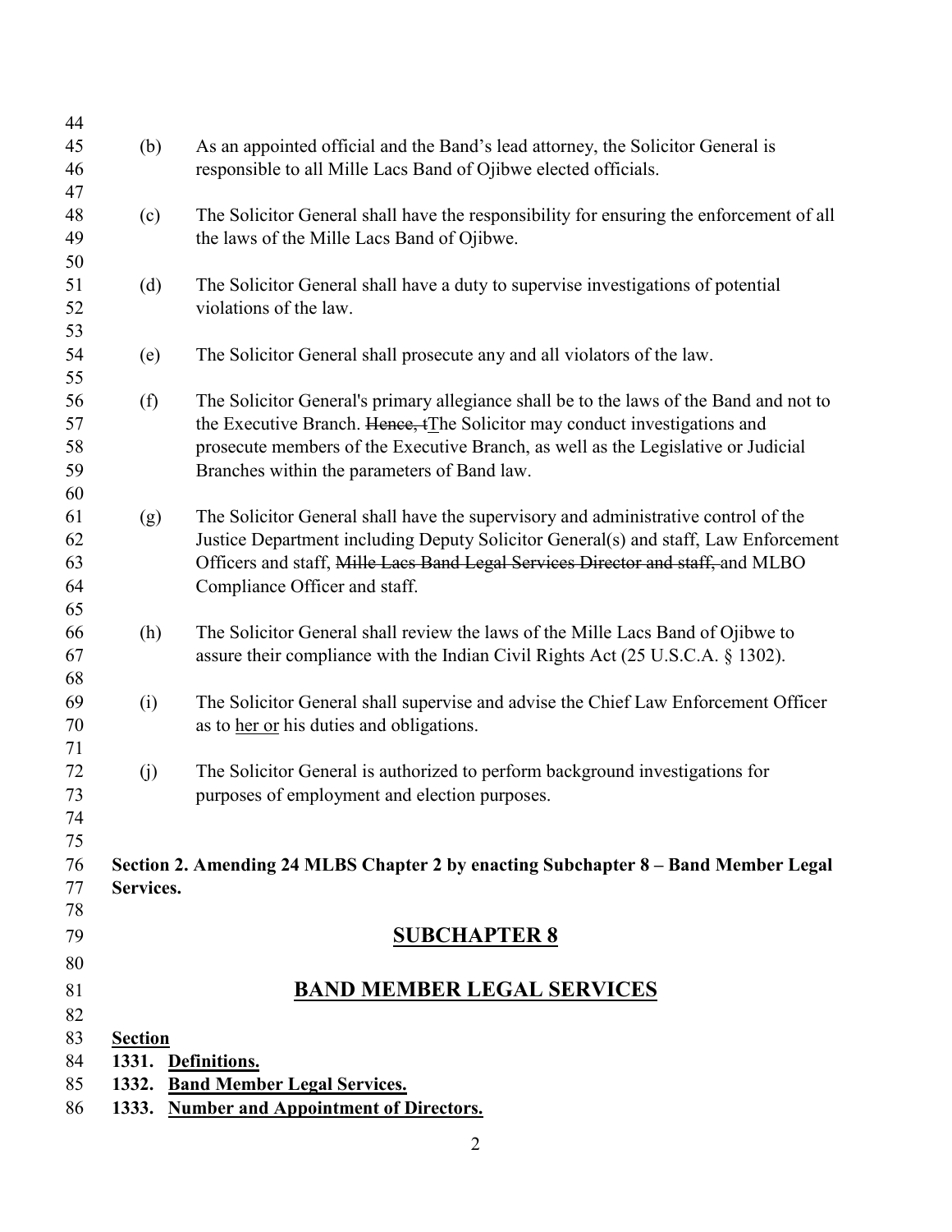(b) As an appointed official and the Band's lead attorney, the Solicitor General is responsible to all Mille Lacs Band of Ojibwe elected officials.

(c) The Solicitor General shall have the responsibility for ensuring the enforcement of all the laws of the Mille Lacs Band of Ojibwe.

(d) The Solicitor General shall have a duty to supervise investigations of potential violations of the law.

(e) The Solicitor General shall prosecute any and all violators of the law.

(f) The Solicitor General's primary allegiance shall be to the laws of the Band and not to the Executive Branch. ~~Hence, t~~The Solicitor may conduct investigations and prosecute members of the Executive Branch, as well as the Legislative or Judicial Branches within the parameters of Band law.

(g) The Solicitor General shall have the supervisory and administrative control of the Justice Department including Deputy Solicitor General(s) and staff, Law Enforcement Officers and staff, ~~Mille Lacs Band Legal Services Director and staff,~~ and MLBO Compliance Officer and staff.

(h) The Solicitor General shall review the laws of the Mille Lacs Band of Ojibwe to assure their compliance with the Indian Civil Rights Act (25 U.S.C.A. § 1302).

(i) The Solicitor General shall supervise and advise the Chief Law Enforcement Officer as to her or his duties and obligations.

(j) The Solicitor General is authorized to perform background investigations for purposes of employment and election purposes.

**Section 2. Amending 24 MLBS Chapter 2 by enacting Subchapter 8 – Band Member Legal Services.**

## SUBCHAPTER 8

## BAND MEMBER LEGAL SERVICES

**Section**

**1331. Definitions.**

**1332. Band Member Legal Services.**

**1333. Number and Appointment of Directors.**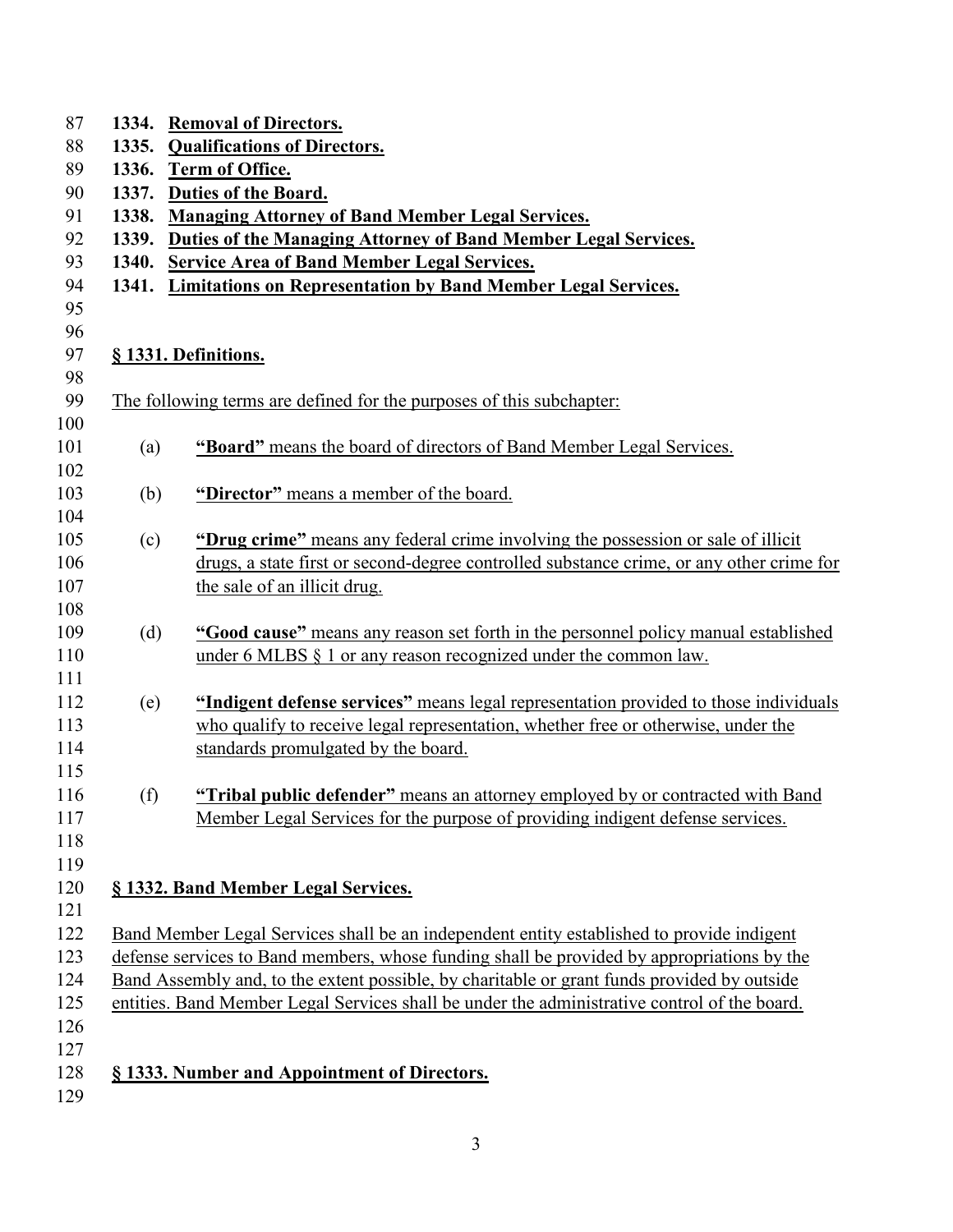**1334. Removal of Directors.**
**1335. Qualifications of Directors.**
**1336. Term of Office.**
**1337. Duties of the Board.**
**1338. Managing Attorney of Band Member Legal Services.**
**1339. Duties of the Managing Attorney of Band Member Legal Services.**
**1340. Service Area of Band Member Legal Services.**
**1341. Limitations on Representation by Band Member Legal Services.**

## § 1331. Definitions.

The following terms are defined for the purposes of this subchapter:

(a) **"Board"** means the board of directors of Band Member Legal Services.

(b) **"Director"** means a member of the board.

(c) **"Drug crime"** means any federal crime involving the possession or sale of illicit drugs, a state first or second-degree controlled substance crime, or any other crime for the sale of an illicit drug.

(d) **"Good cause"** means any reason set forth in the personnel policy manual established under 6 MLBS § 1 or any reason recognized under the common law.

(e) **"Indigent defense services"** means legal representation provided to those individuals who qualify to receive legal representation, whether free or otherwise, under the standards promulgated by the board.

(f) **"Tribal public defender"** means an attorney employed by or contracted with Band Member Legal Services for the purpose of providing indigent defense services.

## § 1332. Band Member Legal Services.

Band Member Legal Services shall be an independent entity established to provide indigent defense services to Band members, whose funding shall be provided by appropriations by the Band Assembly and, to the extent possible, by charitable or grant funds provided by outside entities. Band Member Legal Services shall be under the administrative control of the board.

## § 1333. Number and Appointment of Directors.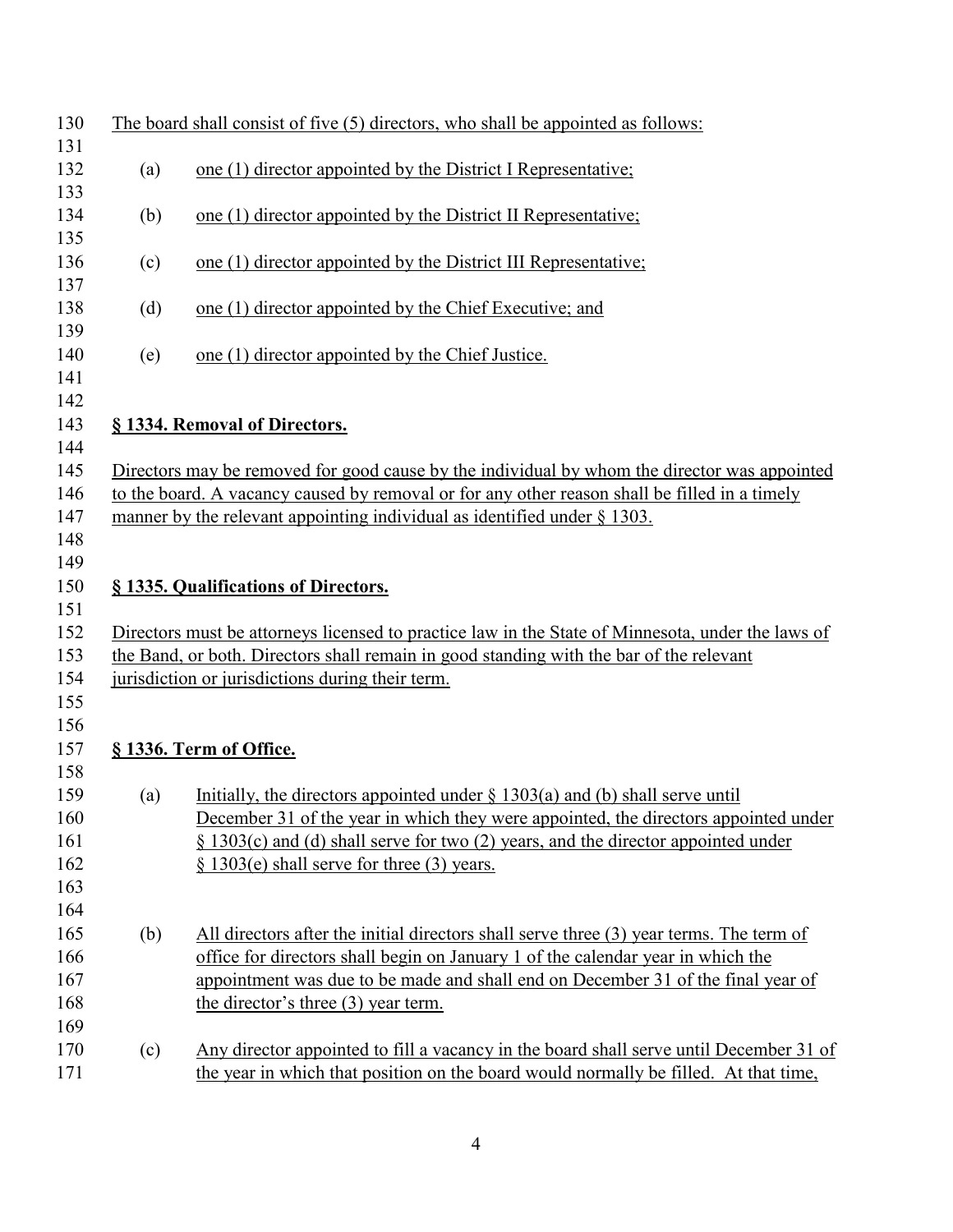The board shall consist of five (5) directors, who shall be appointed as follows:

(a) one (1) director appointed by the District I Representative;

(b) one (1) director appointed by the District II Representative;

(c) one (1) director appointed by the District III Representative;

(d) one (1) director appointed by the Chief Executive; and

(e) one (1) director appointed by the Chief Justice.

### § 1334. Removal of Directors.

Directors may be removed for good cause by the individual by whom the director was appointed to the board. A vacancy caused by removal or for any other reason shall be filled in a timely manner by the relevant appointing individual as identified under § 1303.

### § 1335. Qualifications of Directors.

Directors must be attorneys licensed to practice law in the State of Minnesota, under the laws of the Band, or both. Directors shall remain in good standing with the bar of the relevant jurisdiction or jurisdictions during their term.

### § 1336. Term of Office.

(a) Initially, the directors appointed under § 1303(a) and (b) shall serve until December 31 of the year in which they were appointed, the directors appointed under § 1303(c) and (d) shall serve for two (2) years, and the director appointed under § 1303(e) shall serve for three (3) years.

(b) All directors after the initial directors shall serve three (3) year terms. The term of office for directors shall begin on January 1 of the calendar year in which the appointment was due to be made and shall end on December 31 of the final year of the director's three (3) year term.

(c) Any director appointed to fill a vacancy in the board shall serve until December 31 of the year in which that position on the board would normally be filled. At that time,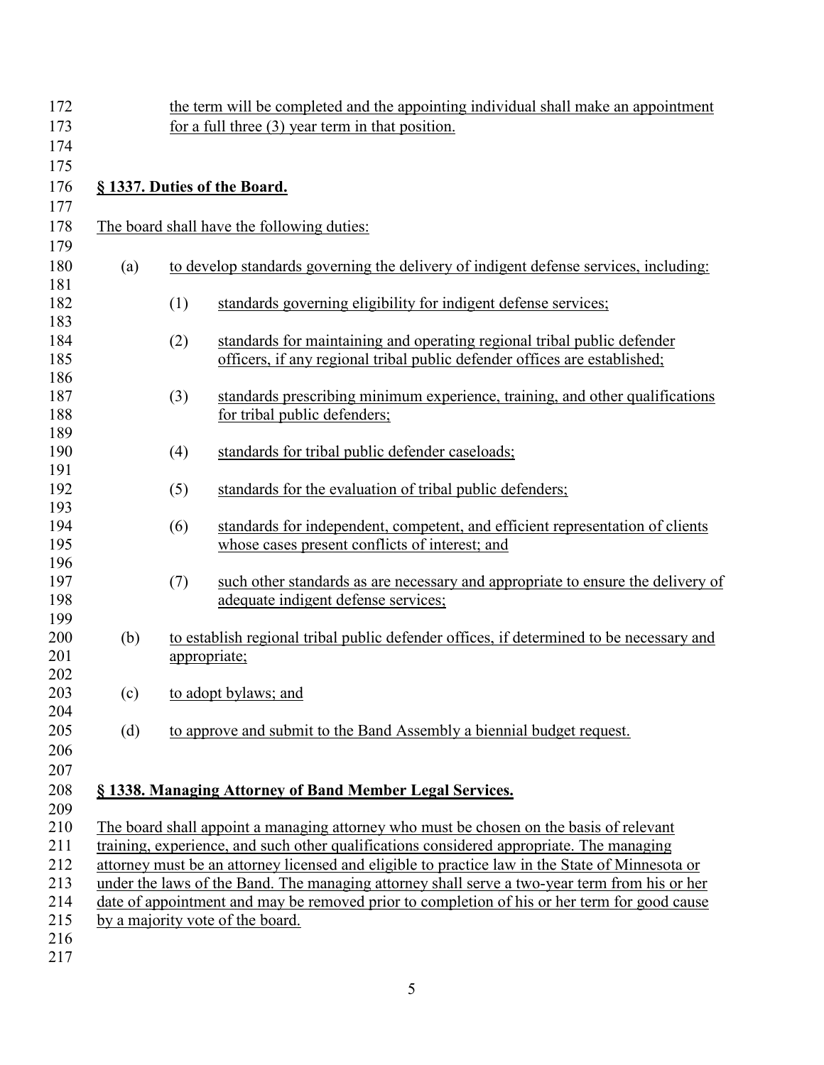the term will be completed and the appointing individual shall make an appointment for a full three (3) year term in that position.

## § 1337. Duties of the Board.

The board shall have the following duties:

(a) to develop standards governing the delivery of indigent defense services, including:

  (1) standards governing eligibility for indigent defense services;

  (2) standards for maintaining and operating regional tribal public defender officers, if any regional tribal public defender offices are established;

  (3) standards prescribing minimum experience, training, and other qualifications for tribal public defenders;

  (4) standards for tribal public defender caseloads;

  (5) standards for the evaluation of tribal public defenders;

  (6) standards for independent, competent, and efficient representation of clients whose cases present conflicts of interest; and

  (7) such other standards as are necessary and appropriate to ensure the delivery of adequate indigent defense services;

(b) to establish regional tribal public defender offices, if determined to be necessary and appropriate;

(c) to adopt bylaws; and

(d) to approve and submit to the Band Assembly a biennial budget request.

## § 1338. Managing Attorney of Band Member Legal Services.

The board shall appoint a managing attorney who must be chosen on the basis of relevant training, experience, and such other qualifications considered appropriate. The managing attorney must be an attorney licensed and eligible to practice law in the State of Minnesota or under the laws of the Band. The managing attorney shall serve a two-year term from his or her date of appointment and may be removed prior to completion of his or her term for good cause by a majority vote of the board.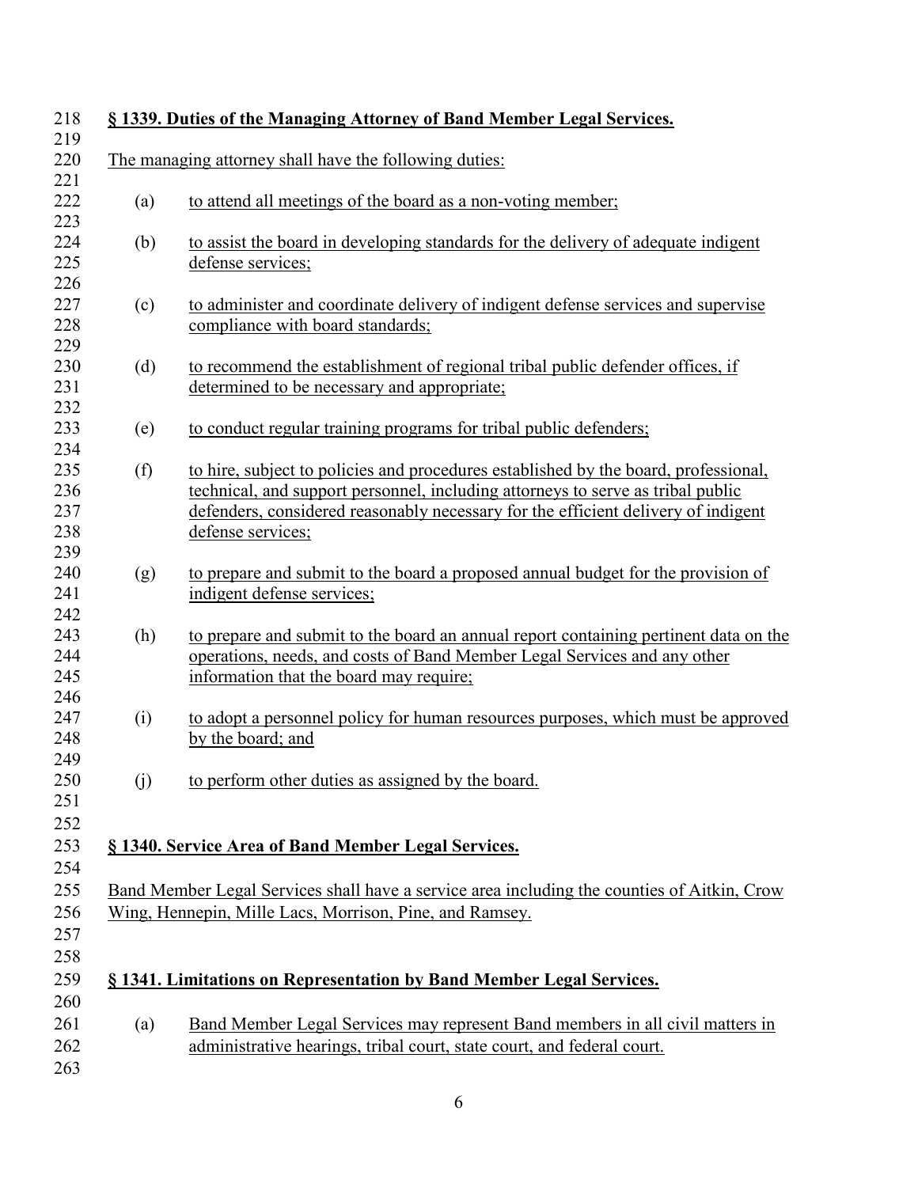### § 1339. Duties of the Managing Attorney of Band Member Legal Services.

The managing attorney shall have the following duties:

(a) to attend all meetings of the board as a non-voting member;

(b) to assist the board in developing standards for the delivery of adequate indigent defense services;

(c) to administer and coordinate delivery of indigent defense services and supervise compliance with board standards;

(d) to recommend the establishment of regional tribal public defender offices, if determined to be necessary and appropriate;

(e) to conduct regular training programs for tribal public defenders;

(f) to hire, subject to policies and procedures established by the board, professional, technical, and support personnel, including attorneys to serve as tribal public defenders, considered reasonably necessary for the efficient delivery of indigent defense services;

(g) to prepare and submit to the board a proposed annual budget for the provision of indigent defense services;

(h) to prepare and submit to the board an annual report containing pertinent data on the operations, needs, and costs of Band Member Legal Services and any other information that the board may require;

(i) to adopt a personnel policy for human resources purposes, which must be approved by the board; and

(j) to perform other duties as assigned by the board.

### § 1340. Service Area of Band Member Legal Services.

Band Member Legal Services shall have a service area including the counties of Aitkin, Crow Wing, Hennepin, Mille Lacs, Morrison, Pine, and Ramsey.

### § 1341. Limitations on Representation by Band Member Legal Services.

(a) Band Member Legal Services may represent Band members in all civil matters in administrative hearings, tribal court, state court, and federal court.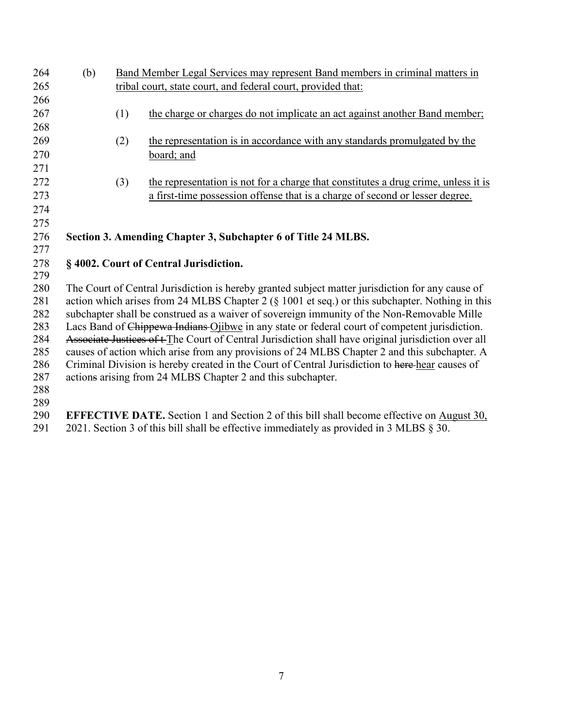(b) Band Member Legal Services may represent Band members in criminal matters in tribal court, state court, and federal court, provided that:

(1) the charge or charges do not implicate an act against another Band member;

(2) the representation is in accordance with any standards promulgated by the board; and

(3) the representation is not for a charge that constitutes a drug crime, unless it is a first-time possession offense that is a charge of second or lesser degree.

**Section 3. Amending Chapter 3, Subchapter 6 of Title 24 MLBS.**

**§ 4002. Court of Central Jurisdiction.**

The Court of Central Jurisdiction is hereby granted subject matter jurisdiction for any cause of action which arises from 24 MLBS Chapter 2 (§ 1001 et seq.) or this subchapter. Nothing in this subchapter shall be construed as a waiver of sovereign immunity of the Non-Removable Mille Lacs Band of ~~Chippewa Indians~~ Ojibwe in any state or federal court of competent jurisdiction. ~~Associate Justices of t~~The Court of Central Jurisdiction shall have original jurisdiction over all causes of action which arise from any provisions of 24 MLBS Chapter 2 and this subchapter. A Criminal Division is hereby created in the Court of Central Jurisdiction to ~~here~~ hear causes of action~~s~~ arising from 24 MLBS Chapter 2 and this subchapter.

**EFFECTIVE DATE.** Section 1 and Section 2 of this bill shall become effective on August 30, 2021. Section 3 of this bill shall be effective immediately as provided in 3 MLBS § 30.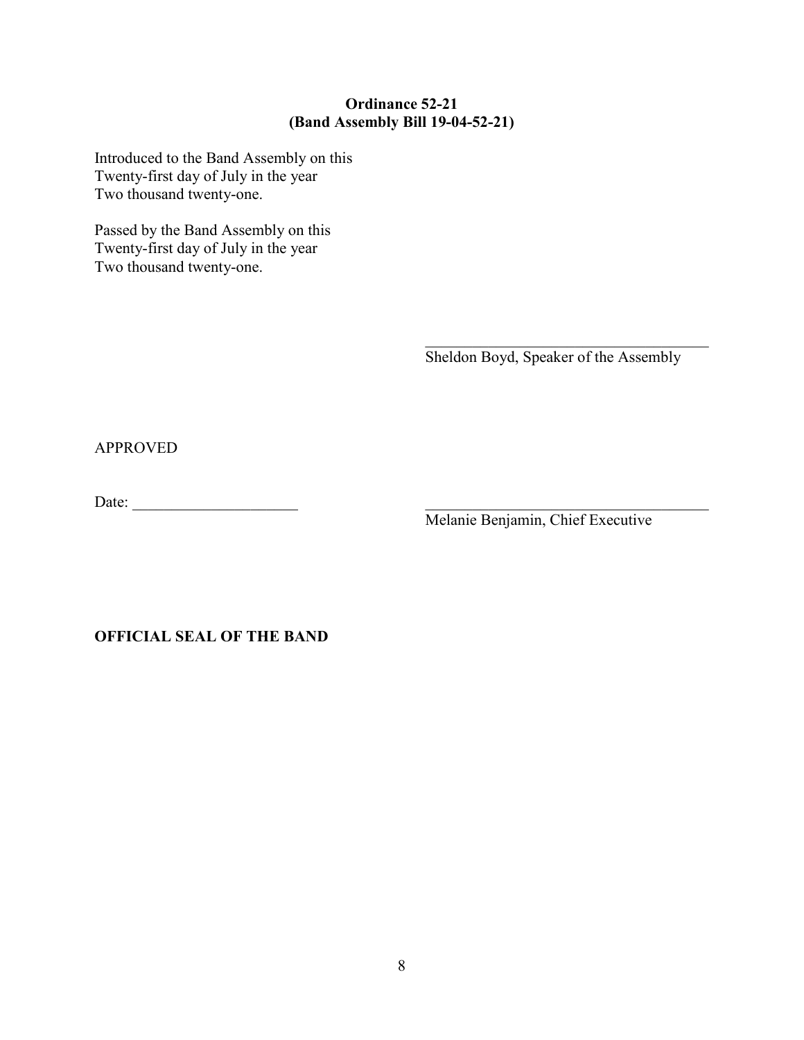**Ordinance 52-21**
**(Band Assembly Bill 19-04-52-21)**

Introduced to the Band Assembly on this
Twenty-first day of July in the year
Two thousand twenty-one.

Passed by the Band Assembly on this
Twenty-first day of July in the year
Two thousand twenty-one.

_____________________________________
Sheldon Boyd, Speaker of the Assembly

APPROVED

Date: _____________________

_____________________________________
Melanie Benjamin, Chief Executive

**OFFICIAL SEAL OF THE BAND**